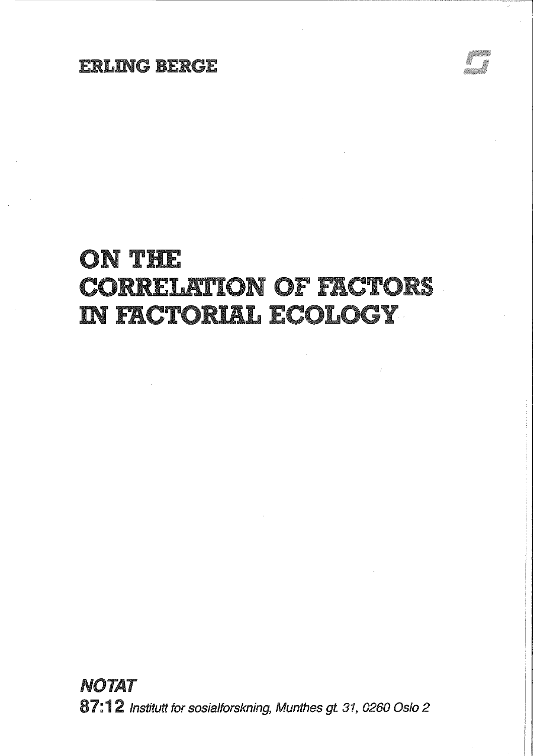ERLING BERGE

# ON THE CORRELATION OF FACTORS IN FACTORIAL ECOLOGY

***NOTAT***

**87:12** *Institutt for sosialforskning, Munthes gt. 31, 0260 Oslo 2*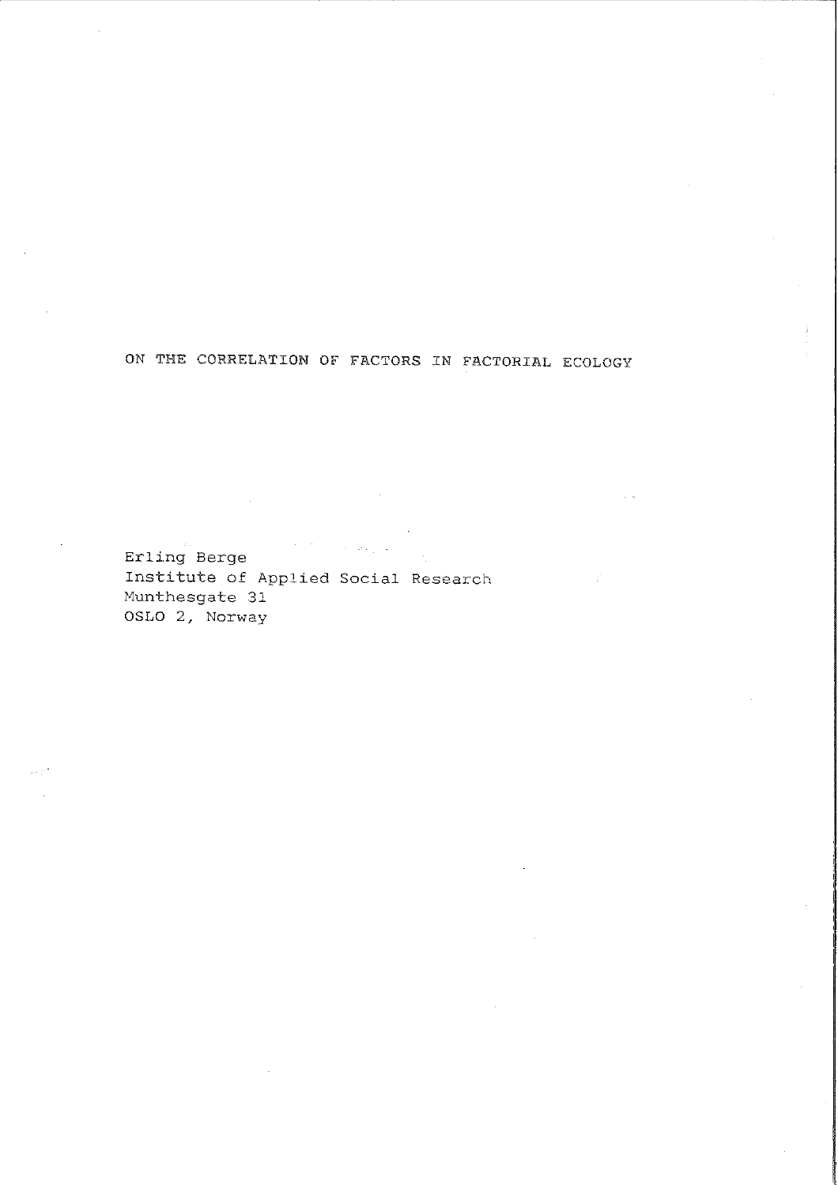# ON THE CORRELATION OF FACTORS IN FACTORIAL ECOLOGY

Erling Berge
Institute of Applied Social Research
Munthesgate 31
OSLO 2, Norway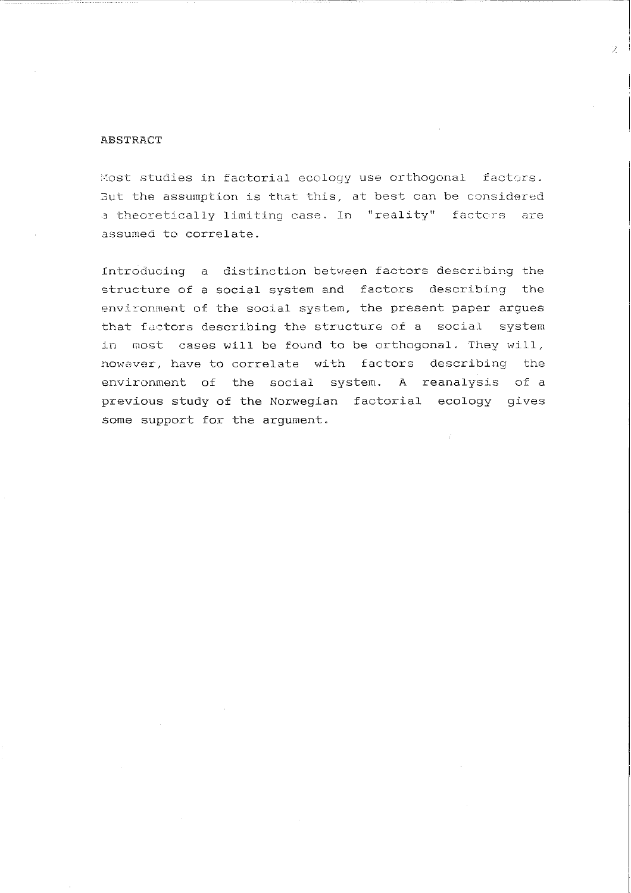## ABSTRACT

Most studies in factorial ecology use orthogonal factors. But the assumption is that this, at best can be considered a theoretically limiting case. In "reality" factors are assumed to correlate.

Introducing a distinction between factors describing the structure of a social system and factors describing the environment of the social system, the present paper argues that factors describing the structure of a social system in most cases will be found to be orthogonal. They will, however, have to correlate with factors describing the environment of the social system. A reanalysis of a previous study of the Norwegian factorial ecology gives some support for the argument.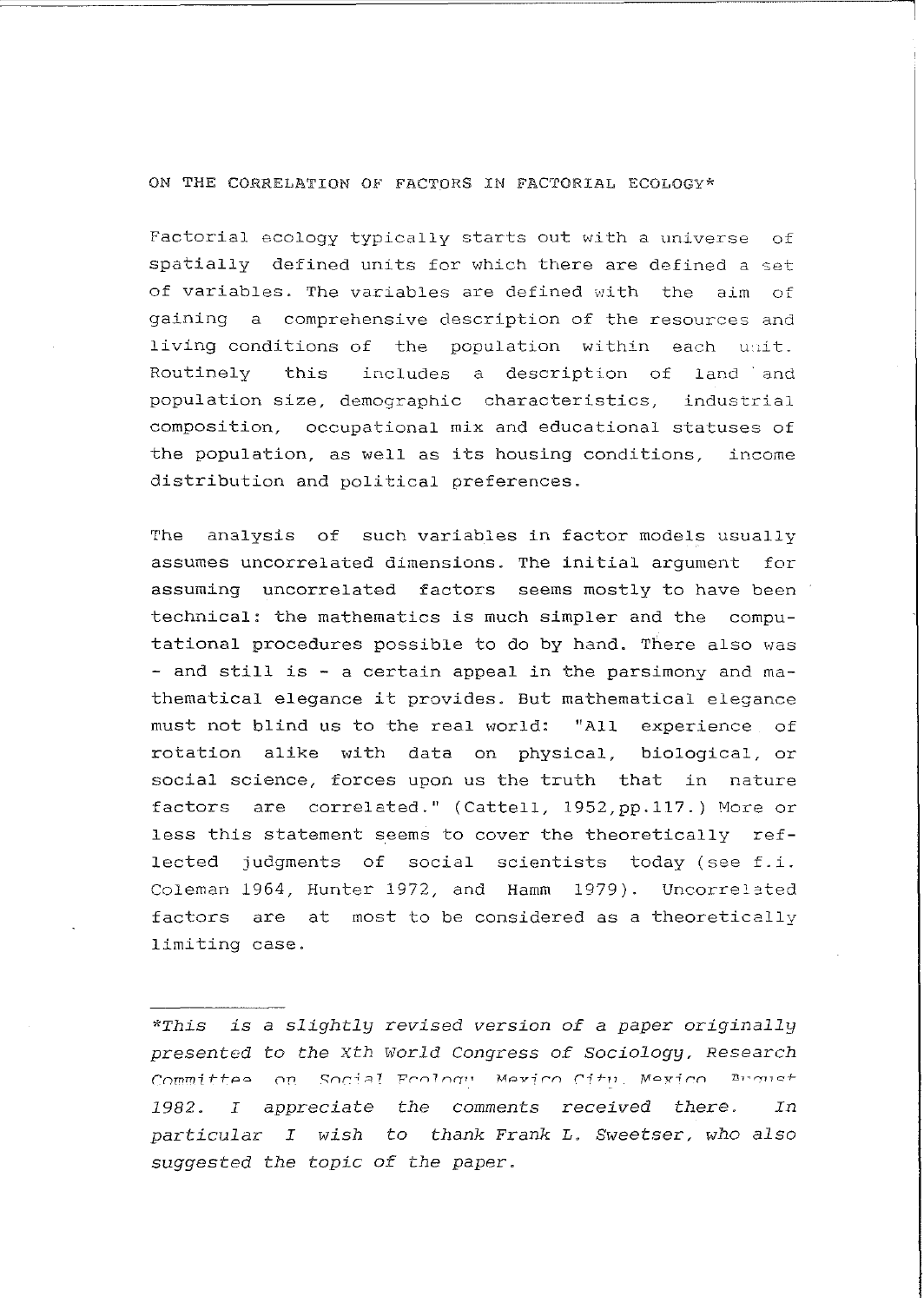## ON THE CORRELATION OF FACTORS IN FACTORIAL ECOLOGY*

Factorial ecology typically starts out with a universe of spatially defined units for which there are defined a set of variables. The variables are defined with the aim of gaining a comprehensive description of the resources and living conditions of the population within each unit. Routinely this includes a description of land and population size, demographic characteristics, industrial composition, occupational mix and educational statuses of the population, as well as its housing conditions, income distribution and political preferences.

The analysis of such variables in factor models usually assumes uncorrelated dimensions. The initial argument for assuming uncorrelated factors seems mostly to have been technical: the mathematics is much simpler and the computational procedures possible to do by hand. There also was - and still is - a certain appeal in the parsimony and mathematical elegance it provides. But mathematical elegance must not blind us to the real world: "All experience of rotation alike with data on physical, biological, or social science, forces upon us the truth that in nature factors are correlated." (Cattell, 1952,pp.117.) More or less this statement seems to cover the theoretically reflected judgments of social scientists today (see f.i. Coleman 1964, Hunter 1972, and Hamm 1979). Uncorrelated factors are at most to be considered as a theoretically limiting case.

---

**This is a slightly revised version of a paper originally presented to the Xth World Congress of Sociology, Research Committee on Social Ecology, Mexico City, Mexico, August 1982. I appreciate the comments received there. In particular I wish to thank Frank L. Sweetser, who also suggested the topic of the paper.*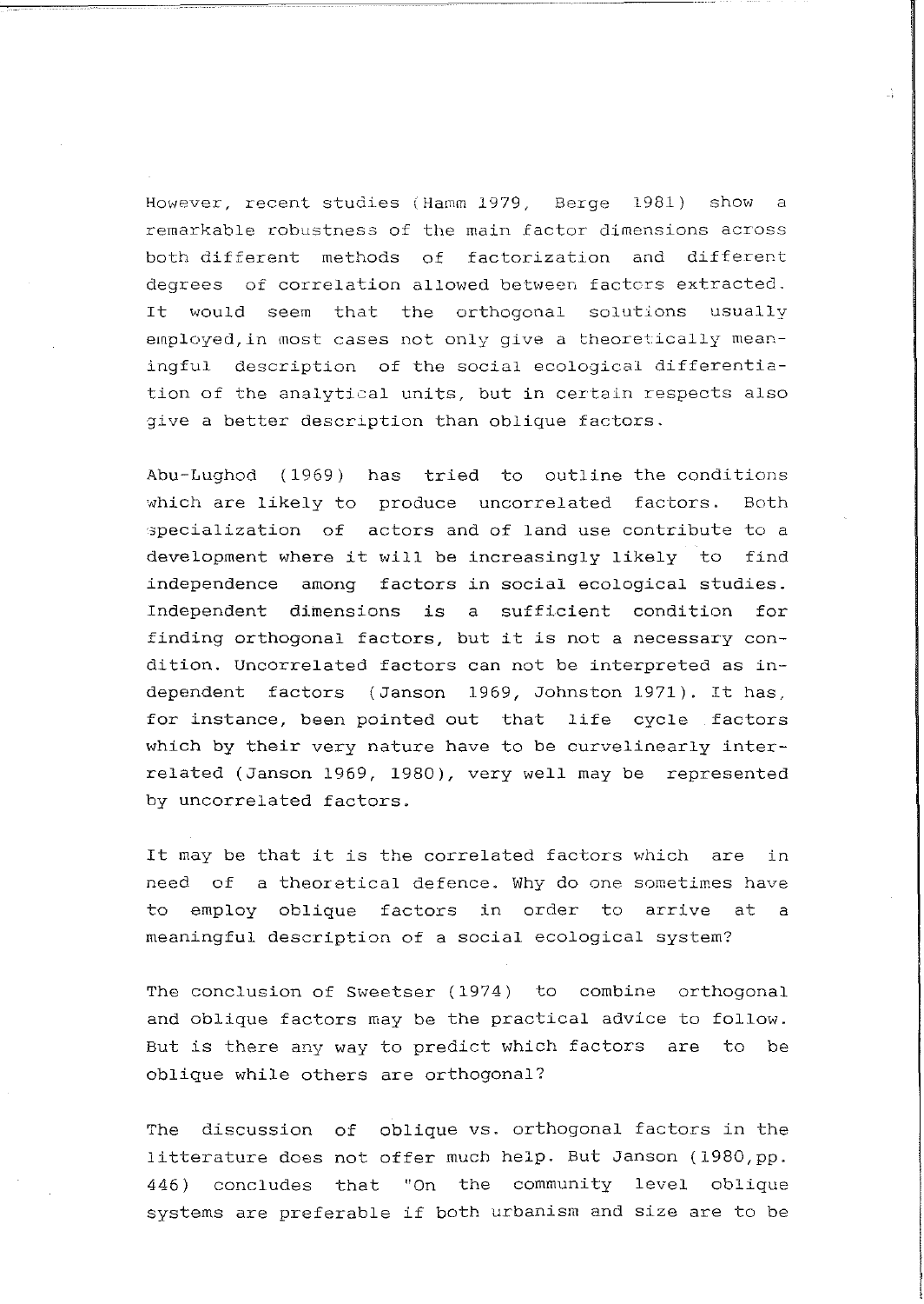However, recent studies (Hamm 1979, Berge 1981) show a remarkable robustness of the main factor dimensions across both different methods of factorization and different degrees of correlation allowed between factors extracted. It would seem that the orthogonal solutions usually employed,in most cases not only give a theoretically meaningful description of the social ecological differentiation of the analytical units, but in certain respects also give a better description than oblique factors.

Abu-Lughod (1969) has tried to outline the conditions which are likely to produce uncorrelated factors. Both specialization of actors and of land use contribute to a development where it will be increasingly likely to find independence among factors in social ecological studies. Independent dimensions is a sufficient condition for finding orthogonal factors, but it is not a necessary condition. Uncorrelated factors can not be interpreted as independent factors (Janson 1969, Johnston 1971). It has, for instance, been pointed out that life cycle factors which by their very nature have to be curvelinearly interrelated (Janson 1969, 1980), very well may be represented by uncorrelated factors.

It may be that it is the correlated factors which are in need of a theoretical defence. Why do one sometimes have to employ oblique factors in order to arrive at a meaningful description of a social ecological system?

The conclusion of Sweetser (1974) to combine orthogonal and oblique factors may be the practical advice to follow. But is there any way to predict which factors are to be oblique while others are orthogonal?

The discussion of oblique vs. orthogonal factors in the litterature does not offer much help. But Janson (1980,pp. 446) concludes that "On the community level oblique systems are preferable if both urbanism and size are to be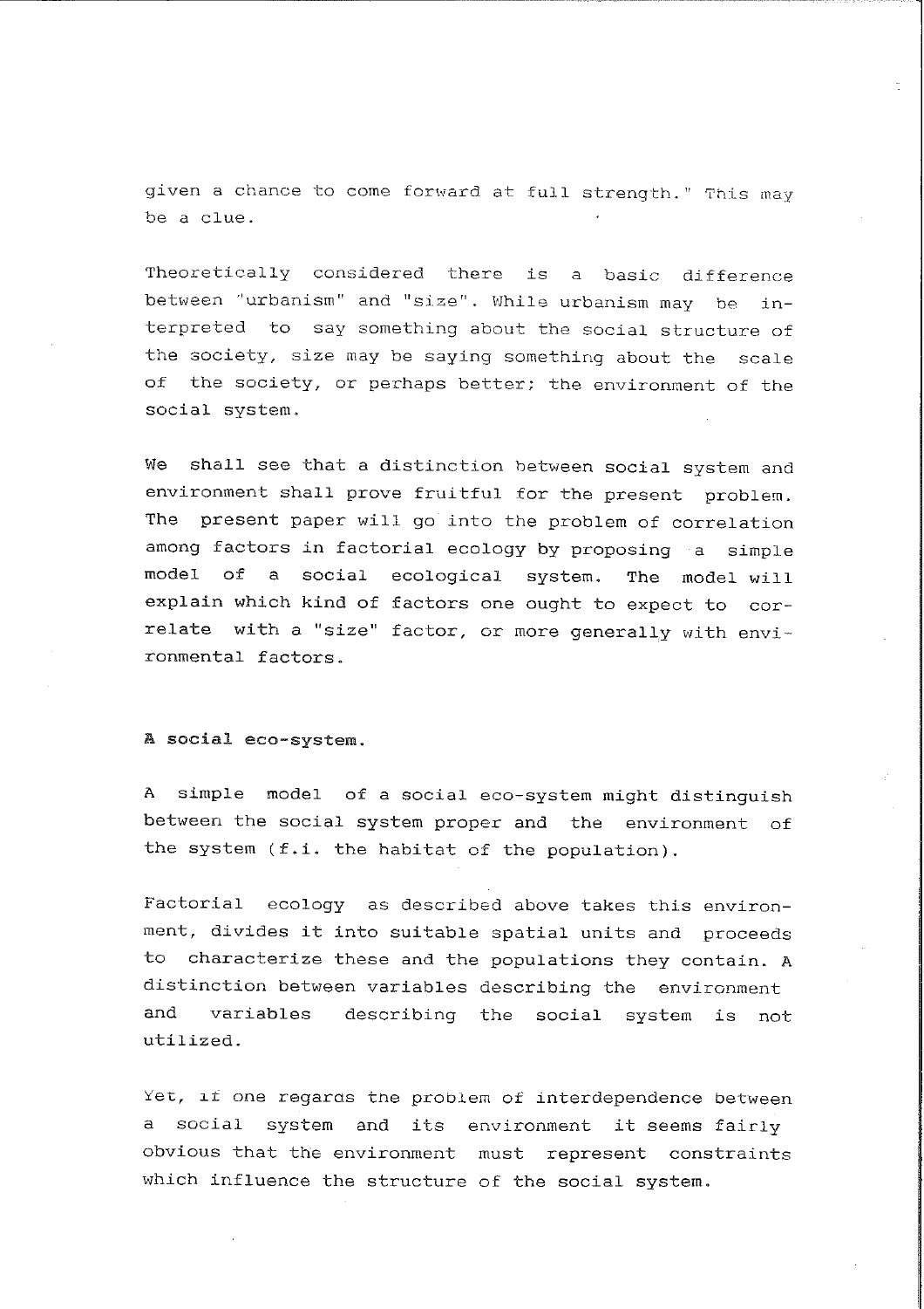given a chance to come forward at full strength." This may be a clue.

Theoretically considered there is a basic difference between "urbanism" and "size". While urbanism may be interpreted to say something about the social structure of the society, size may be saying something about the scale of the society, or perhaps better; the environment of the social system.

We shall see that a distinction between social system and environment shall prove fruitful for the present problem. The present paper will go into the problem of correlation among factors in factorial ecology by proposing a simple model of a social ecological system. The model will explain which kind of factors one ought to expect to correlate with a "size" factor, or more generally with environmental factors.

**A social eco-system.**

A simple model of a social eco-system might distinguish between the social system proper and the environment of the system (f.i. the habitat of the population).

Factorial ecology as described above takes this environment, divides it into suitable spatial units and proceeds to characterize these and the populations they contain. A distinction between variables describing the environment and variables describing the social system is not utilized.

Yet, if one regards the problem of interdependence between a social system and its environment it seems fairly obvious that the environment must represent constraints which influence the structure of the social system.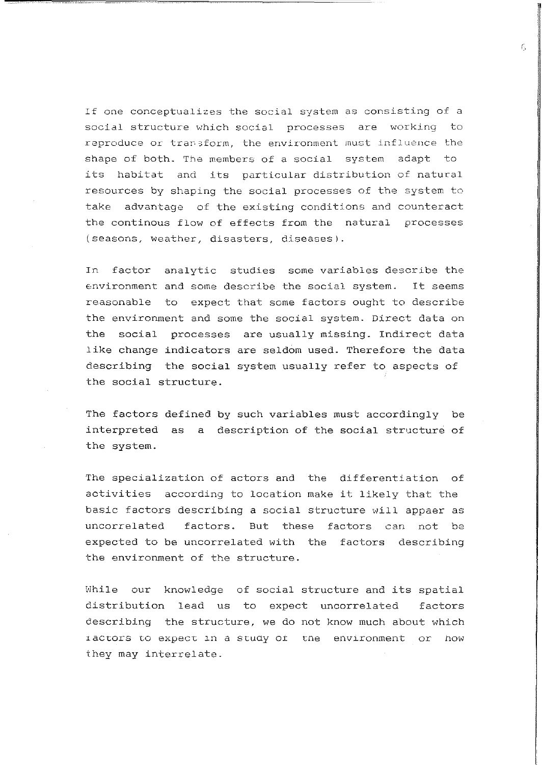If one conceptualizes the social system as consisting of a social structure which social processes are working to reproduce or transform, the environment must influence the shape of both. The members of a social system adapt to its habitat and its particular distribution of natural resources by shaping the social processes of the system to take advantage of the existing conditions and counteract the continous flow of effects from the natural processes (seasons, weather, disasters, diseases).

In factor analytic studies some variables describe the environment and some describe the social system. It seems reasonable to expect that some factors ought to describe the environment and some the social system. Direct data on the social processes are usually missing. Indirect data like change indicators are seldom used. Therefore the data describing the social system usually refer to aspects of the social structure.

The factors defined by such variables must accordingly be interpreted as a description of the social structure of the system.

The specialization of actors and the differentiation of activities according to location make it likely that the basic factors describing a social structure will appaer as uncorrelated factors. But these factors can not be expected to be uncorrelated with the factors describing the environment of the structure.

While our knowledge of social structure and its spatial distribution lead us to expect uncorrelated factors describing the structure, we do not know much about which factors to expect in a study of the environment or how they may interrelate.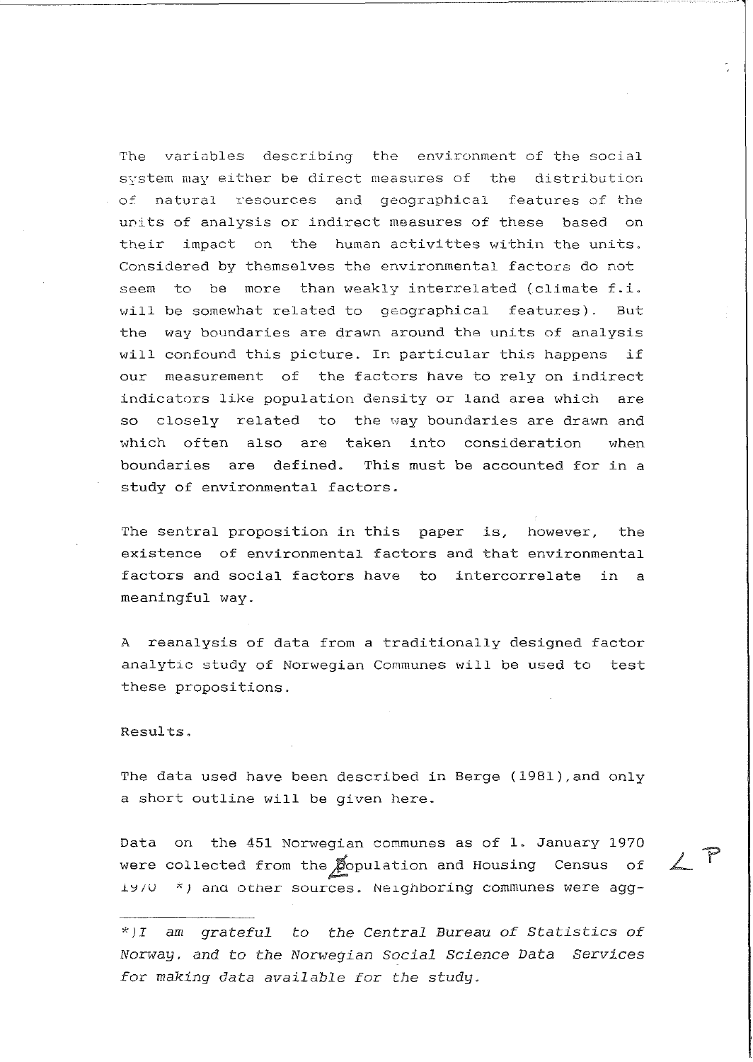The variables describing the environment of the social system may either be direct measures of the distribution of natural resources and geographical features of the units of analysis or indirect measures of these based on their impact on the human activittes within the units. Considered by themselves the environmental factors do not seem to be more than weakly interrelated (climate f.i. will be somewhat related to geographical features). But the way boundaries are drawn around the units of analysis will confound this picture. In particular this happens if our measurement of the factors have to rely on indirect indicators like population density or land area which are so closely related to the way boundaries are drawn and which often also are taken into consideration when boundaries are defined. This must be accounted for in a study of environmental factors.

The sentral proposition in this paper is, however, the existence of environmental factors and that environmental factors and social factors have to intercorrelate in a meaningful way.

A reanalysis of data from a traditionally designed factor analytic study of Norwegian Communes will be used to test these propositions.

Results.

The data used have been described in Berge (1981), and only a short outline will be given here.

Data on the 451 Norwegian communes as of 1. January 1970 were collected from the Population and Housing Census of 1970 *) and other sources. Neighboring communes were agg-

*) *I am grateful to the Central Bureau of Statistics of Norway, and to the Norwegian Social Science Data Services for making data available for the study.*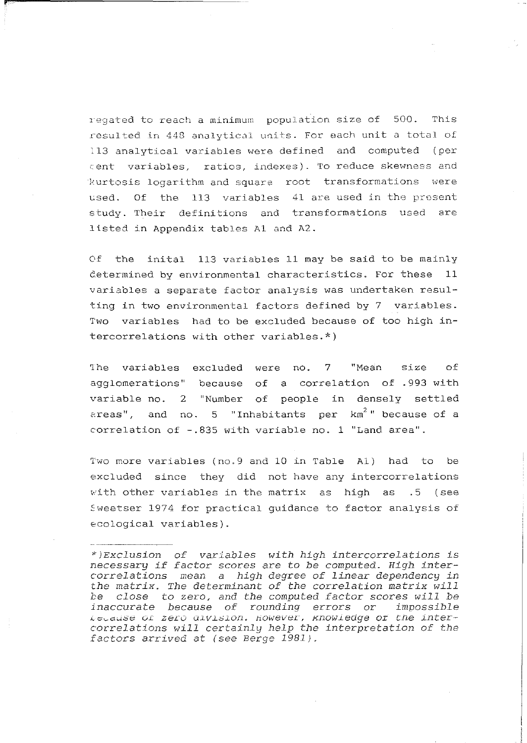regated to reach a minimum population size of 500. This resulted in 448 analytical units. For each unit a total of 113 analytical variables were defined and computed (per cent variables, ratios, indexes). To reduce skewness and kurtosis logarithm and square root transformations were used. Of the 113 variables 41 are used in the present study. Their definitions and transformations used are listed in Appendix tables A1 and A2.

Of the inital 113 variables 11 may be said to be mainly determined by environmental characteristics. For these 11 variables a separate factor analysis was undertaken resulting in two environmental factors defined by 7 variables. Two variables had to be excluded because of too high intercorrelations with other variables.*)

The variables excluded were no. 7 "Mean size of agglomerations" because of a correlation of .993 with variable no. 2 "Number of people in densely settled areas", and no. 5 "Inhabitants per km$^2$" because of a correlation of -.835 with variable no. 1 "Land area".

Two more variables (no.9 and 10 in Table A1) had to be excluded since they did not have any intercorrelations with other variables in the matrix as high as .5 (see Sweetser 1974 for practical guidance to factor analysis of ecological variables).

---

*\*)Exclusion of variables with high intercorrelations is necessary if factor scores are to be computed. High intercorrelations mean a high degree of linear dependency in the matrix. The determinant of the correlation matrix will be close to zero, and the computed factor scores will be inaccurate because of rounding errors or impossible because of zero division. However, knowledge of the intercorrelations will certainly help the interpretation of the factors arrived at (see Berge 1981).*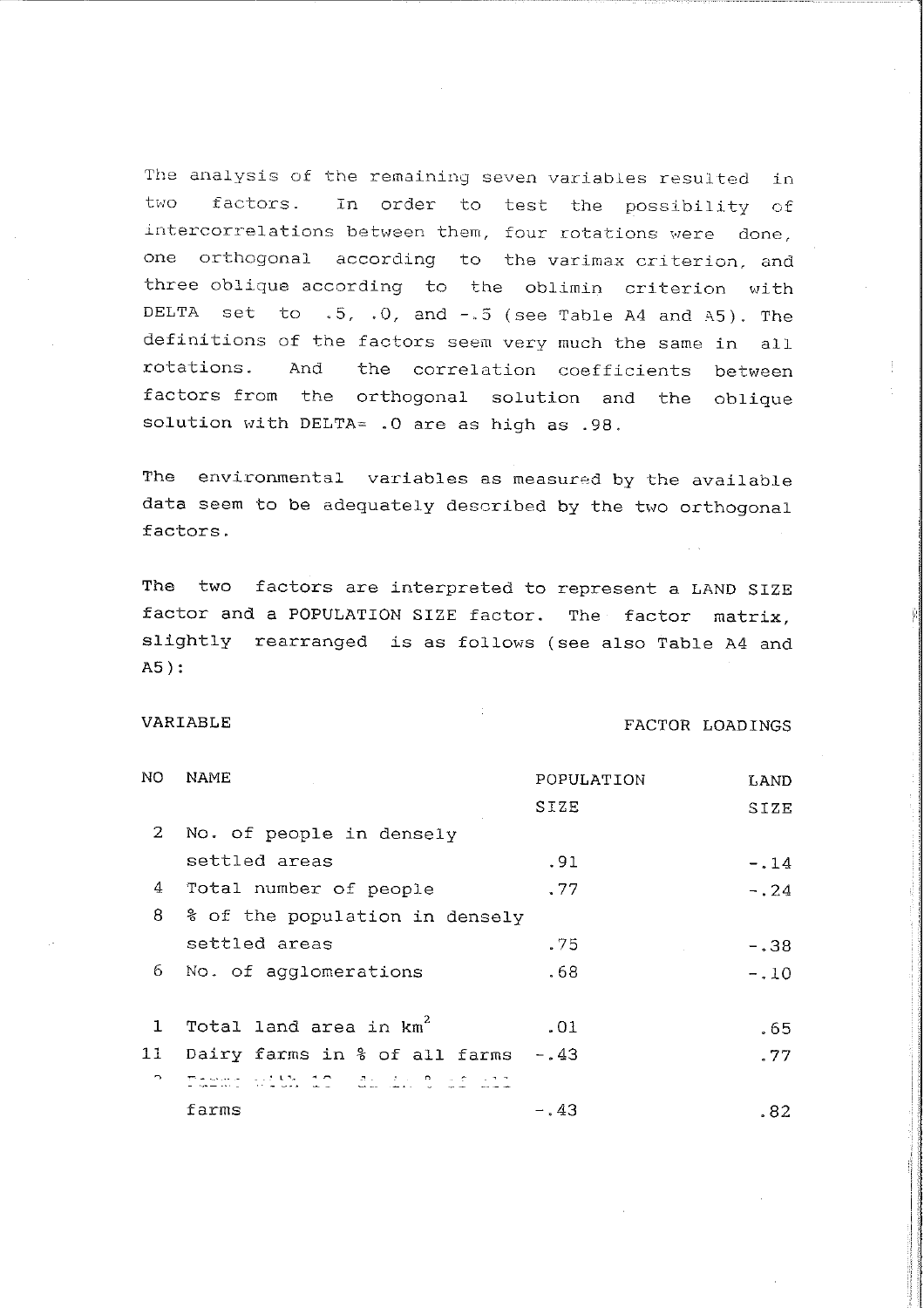The analysis of the remaining seven variables resulted in two factors. In order to test the possibility of intercorrelations between them, four rotations were done, one orthogonal according to the varimax criterion, and three oblique according to the oblimin criterion with DELTA set to .5, .0, and -.5 (see Table A4 and A5). The definitions of the factors seem very much the same in all rotations. And the correlation coefficients between factors from the orthogonal solution and the oblique solution with DELTA= .0 are as high as .98.

The environmental variables as measured by the available data seem to be adequately described by the two orthogonal factors.

The two factors are interpreted to represent a LAND SIZE factor and a POPULATION SIZE factor. The factor matrix, slightly rearranged is as follows (see also Table A4 and A5):

| VARIABLE | | FACTOR LOADINGS | |
|---|---|---|---|
| NO | NAME | POPULATION SIZE | LAND SIZE |
| 2 | No. of people in densely settled areas | .91 | -.14 |
| 4 | Total number of people | .77 | -.24 |
| 8 | % of the population in densely settled areas | .75 | -.38 |
| 6 | No. of agglomerations | .68 | -.10 |
| 1 | Total land area in km$^2$ | .01 | .65 |
| 11 | Dairy farms in % of all farms | -.43 | .77 |
| ? | Farms with 10 ... in % of all farms | -.43 | .82 |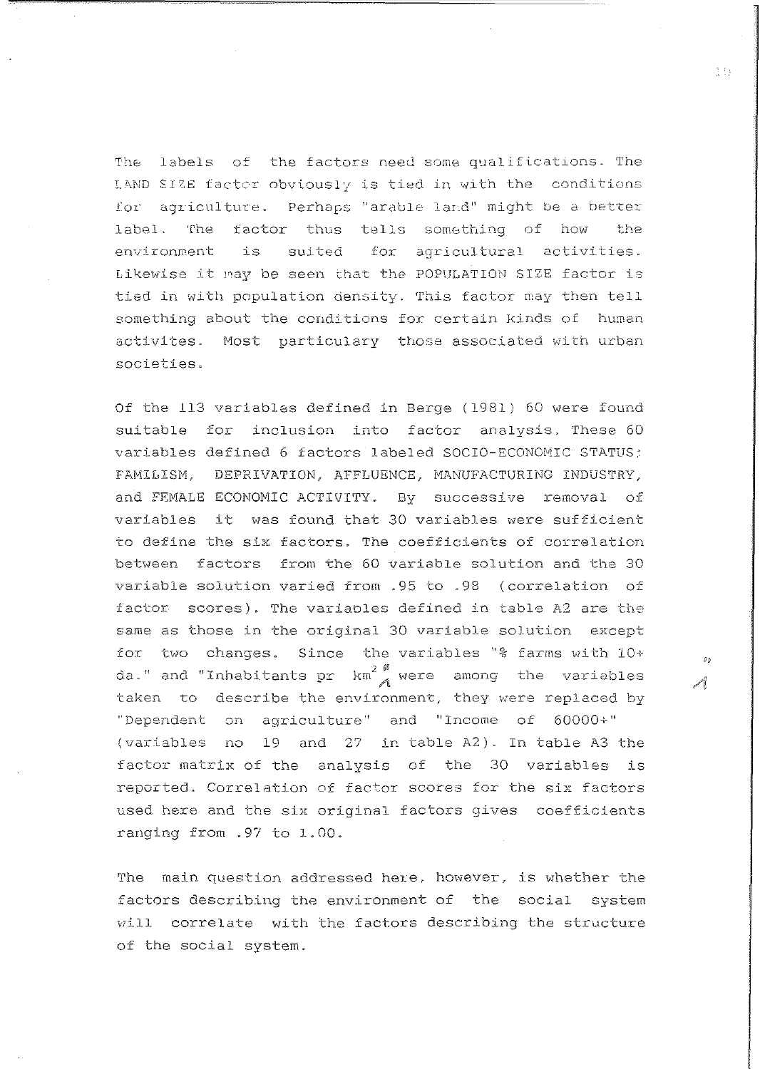The labels of the factors need some qualifications. The LAND SIZE factor obviously is tied in with the conditions for agriculture. Perhaps "arable land" might be a better label. The factor thus tells something of how the environment is suited for agricultural activities. Likewise it may be seen that the POPULATION SIZE factor is tied in with population density. This factor may then tell something about the conditions for certain kinds of human activites. Most particulary those associated with urban societies.

Of the 113 variables defined in Berge (1981) 60 were found suitable for inclusion into factor analysis. These 60 variables defined 6 factors labeled SOCIO-ECONOMIC STATUS, FAMILISM, DEPRIVATION, AFFLUENCE, MANUFACTURING INDUSTRY, and FEMALE ECONOMIC ACTIVITY. By successive removal of variables it was found that 30 variables were sufficient to define the six factors. The coefficients of correlation between factors from the 60 variable solution and the 30 variable solution varied from .95 to .98 (correlation of factor scores). The variables defined in table A2 are the same as those in the original 30 variable solution except for two changes. Since the variables "% farms with 10+ da." and "Inhabitants pr $km^2$" were among the variables taken to describe the environment, they were replaced by "Dependent on agriculture" and "Income of 60000+" (variables no 19 and 27 in table A2). In table A3 the factor matrix of the analysis of the 30 variables is reported. Correlation of factor scores for the six factors used here and the six original factors gives coefficients ranging from .97 to 1.00.

The main question addressed here, however, is whether the factors describing the environment of the social system will correlate with the factors describing the structure of the social system.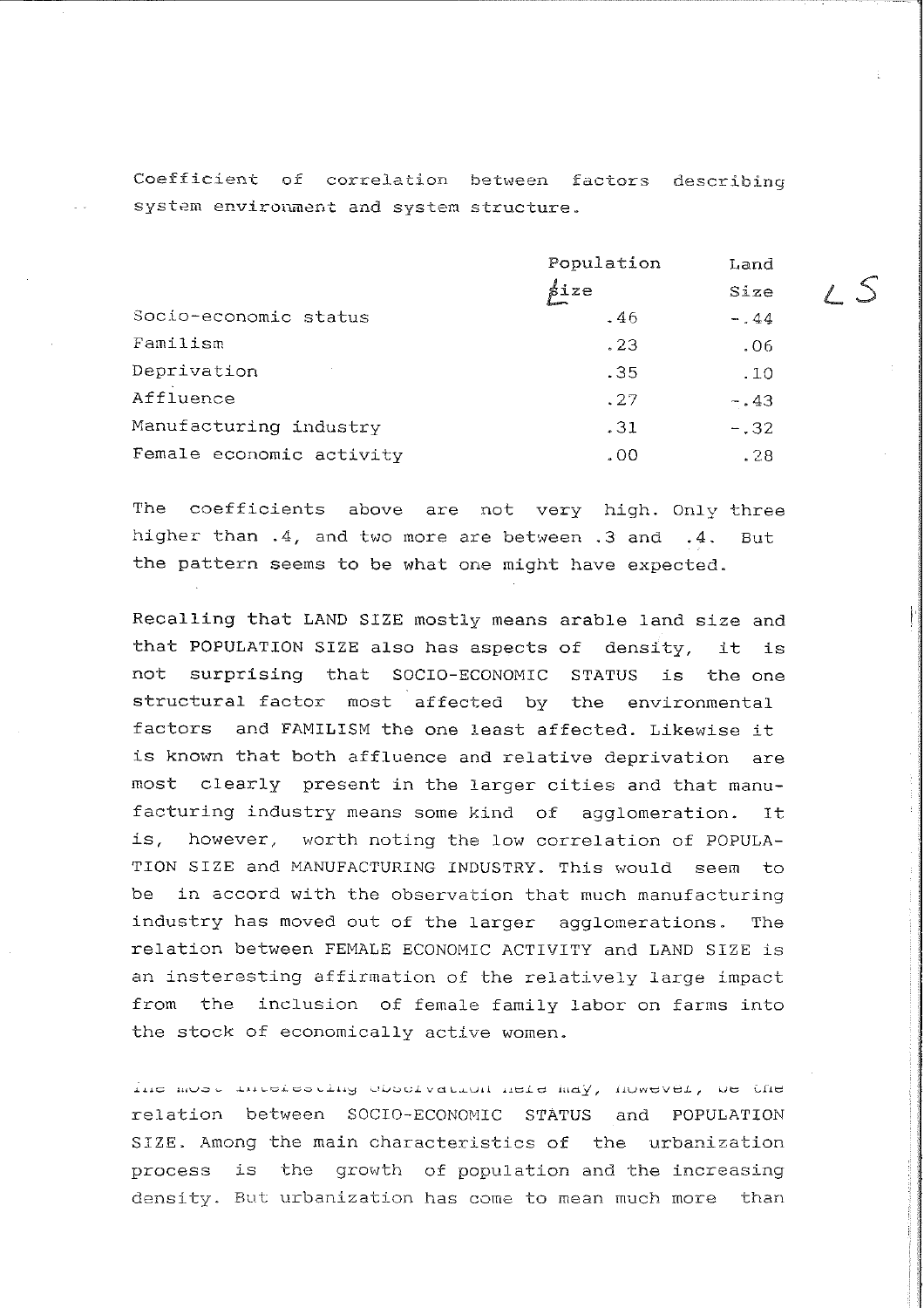Coefficient of correlation between factors describing system environment and system structure.

| | Population Size | Land Size |
|---|---|---|
| Socio-economic status | .46 | -.44 |
| Familism | .23 | .06 |
| Deprivation | .35 | .10 |
| Affluence | .27 | -.43 |
| Manufacturing industry | .31 | -.32 |
| Female economic activity | .00 | .28 |

The coefficients above are not very high. Only three higher than .4, and two more are between .3 and .4. But the pattern seems to be what one might have expected.

Recalling that LAND SIZE mostly means arable land size and that POPULATION SIZE also has aspects of density, it is not surprising that SOCIO-ECONOMIC STATUS is the one structural factor most affected by the environmental factors and FAMILISM the one least affected. Likewise it is known that both affluence and relative deprivation are most clearly present in the larger cities and that manufacturing industry means some kind of agglomeration. It is, however, worth noting the low correlation of POPULATION SIZE and MANUFACTURING INDUSTRY. This would seem to be in accord with the observation that much manufacturing industry has moved out of the larger agglomerations. The relation between FEMALE ECONOMIC ACTIVITY and LAND SIZE is an insteresting affirmation of the relatively large impact from the inclusion of female family labor on farms into the stock of economically active women.

The most interesting observation here may, however, be the relation between SOCIO-ECONOMIC STATUS and POPULATION SIZE. Among the main characteristics of the urbanization process is the growth of population and the increasing density. But urbanization has come to mean much more than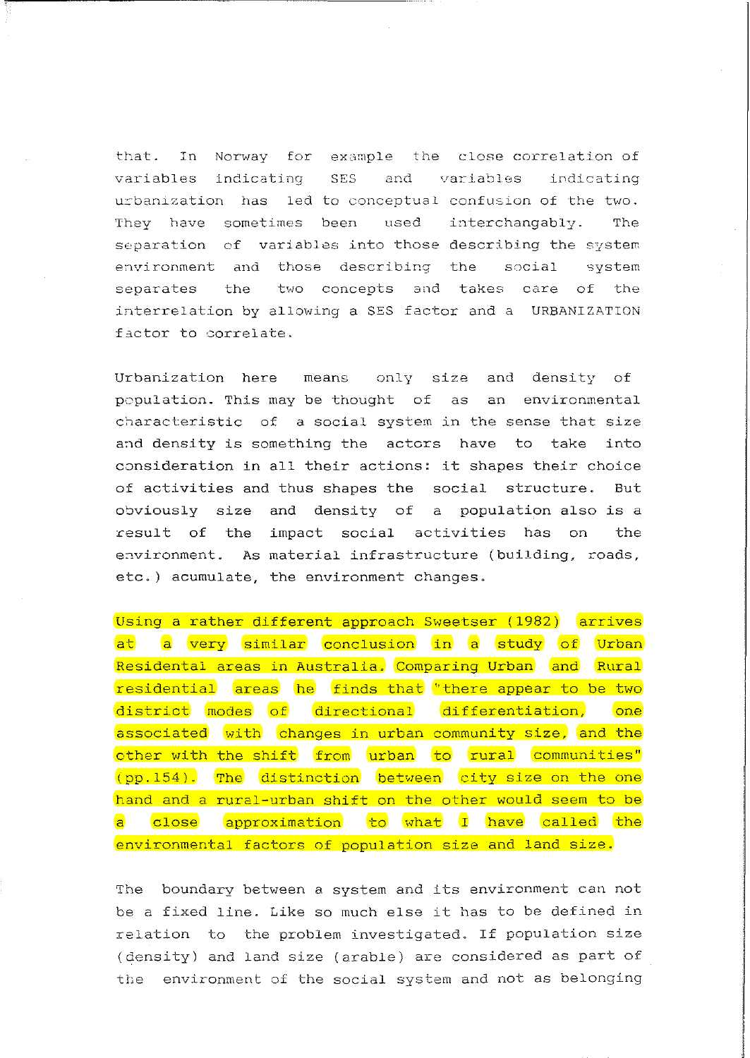that. In Norway for example the close correlation of variables indicating SES and variables indicating urbanization has led to conceptual confusion of the two. They have sometimes been used interchangably. The separation of variables into those describing the system environment and those describing the social system separates the two concepts and takes care of the interrelation by allowing a SES factor and a URBANIZATION factor to correlate.

Urbanization here means only size and density of population. This may be thought of as an environmental characteristic of a social system in the sense that size and density is something the actors have to take into consideration in all their actions: it shapes their choice of activities and thus shapes the social structure. But obviously size and density of a population also is a result of the impact social activities has on the environment. As material infrastructure (building, roads, etc.) acumulate, the environment changes.

Using a rather different approach Sweetser (1982) arrives at a very similar conclusion in a study of Urban Residental areas in Australia. Comparing Urban and Rural residential areas he finds that "there appear to be two district modes of directional differentiation, one associated with changes in urban community size, and the other with the shift from urban to rural communities" (pp.154). The distinction between city size on the one hand and a rural-urban shift on the other would seem to be a close approximation to what I have called the environmental factors of population size and land size.

The boundary between a system and its environment can not be a fixed line. Like so much else it has to be defined in relation to the problem investigated. If population size (density) and land size (arable) are considered as part of the environment of the social system and not as belonging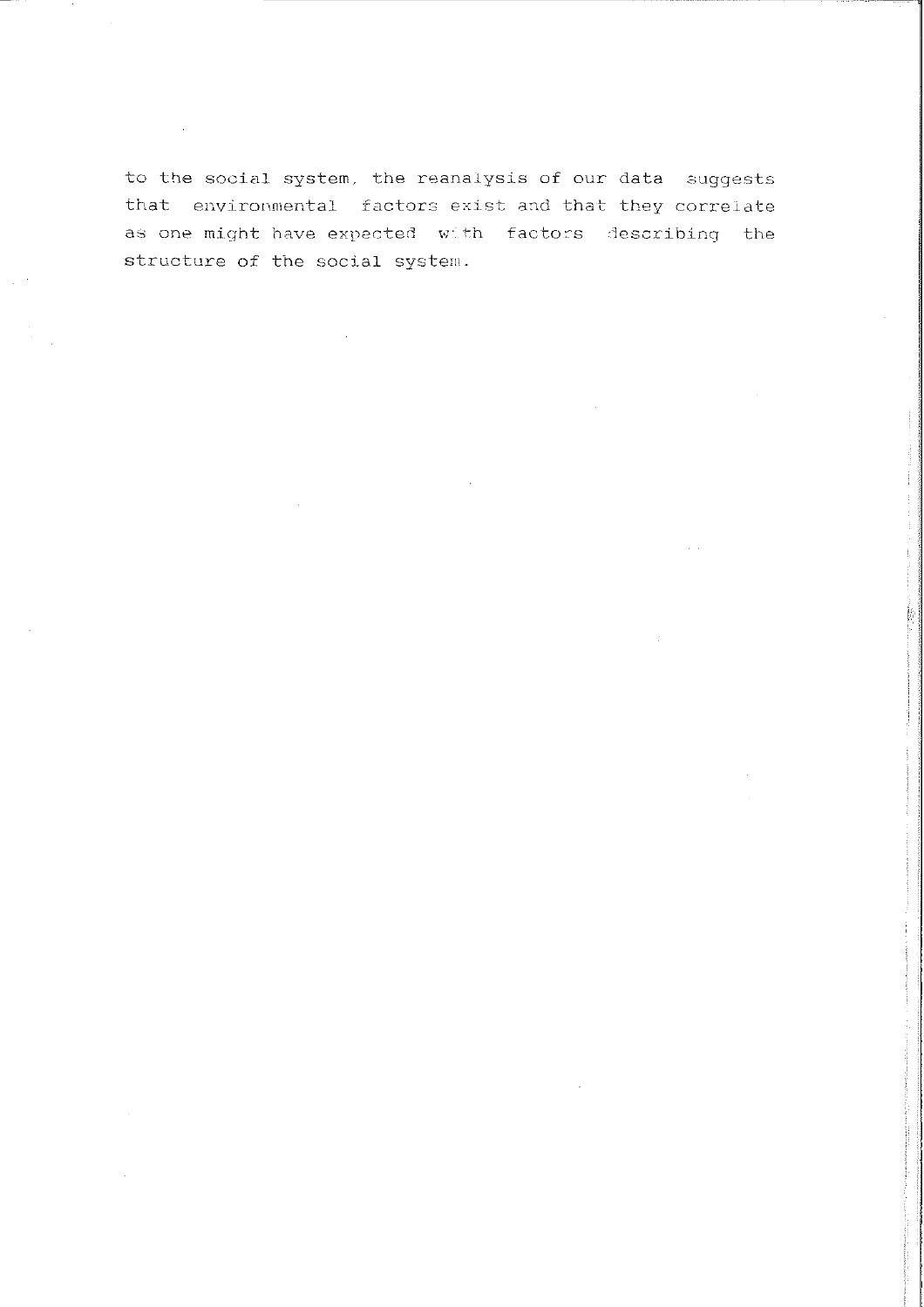to the social system, the reanalysis of our data suggests that environmental factors exist and that they correlate as one might have expected with factors describing the structure of the social system.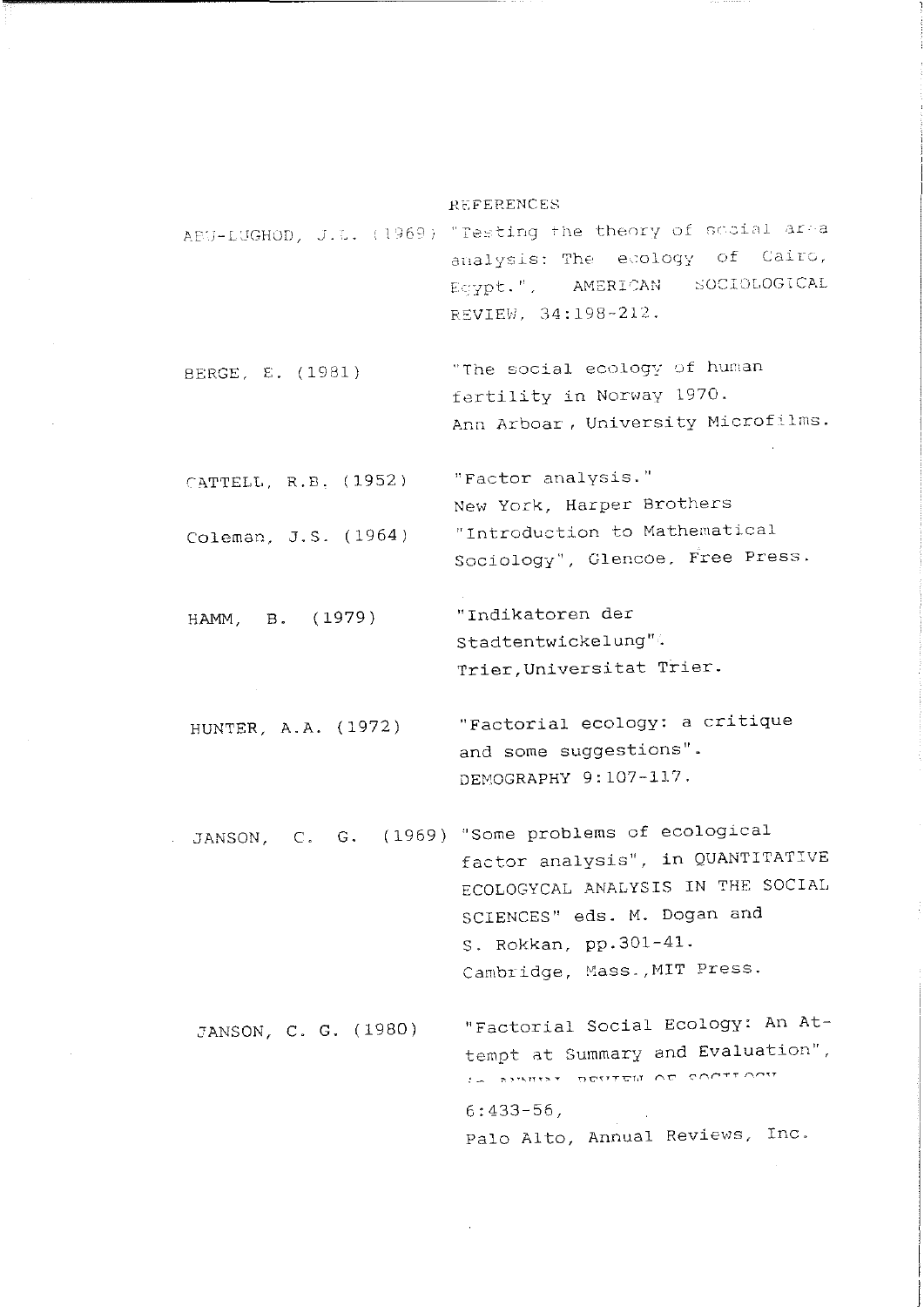## REFERENCES

ABU-LUGHOD, J.L. (1969) "Testing the theory of social area analysis: The ecology of Cairo, Egypt.", AMERICAN SOCIOLOGICAL REVIEW, 34:198-212.

BERGE, E. (1981) "The social ecology of human fertility in Norway 1970. Ann Arboar, University Microfilms.

CATTELL, R.B. (1952) "Factor analysis." New York, Harper Brothers

Coleman, J.S. (1964) "Introduction to Mathematical Sociology", Glencoe, Free Press.

HAMM, B. (1979) "Indikatoren der Stadtentwickelung". Trier, Universitat Trier.

HUNTER, A.A. (1972) "Factorial ecology: a critique and some suggestions". DEMOGRAPHY 9:107-117.

JANSON, C. G. (1969) "Some problems of ecological factor analysis", in QUANTITATIVE ECOLOGYCAL ANALYSIS IN THE SOCIAL SCIENCES" eds. M. Dogan and S. Rokkan, pp.301-41. Cambridge, Mass., MIT Press.

JANSON, C. G. (1980) "Factorial Social Ecology: An Attempt at Summary and Evaluation", in ANNUAL REVIEW OF SOCIOLOGY 6:433-56, Palo Alto, Annual Reviews, Inc.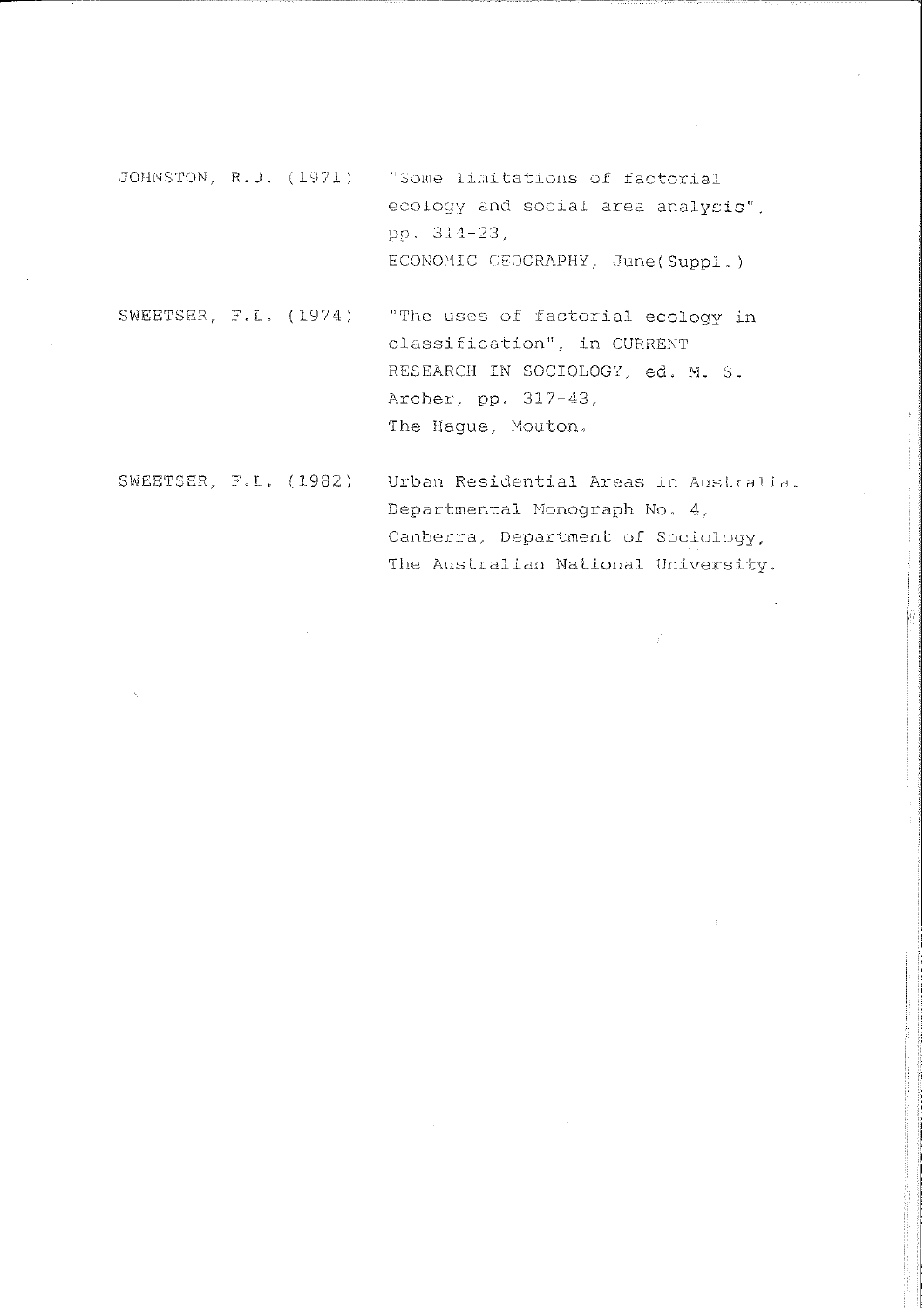JOHNSTON, R.J. (1971) "Some limitations of factorial ecology and social area analysis", pp. 314-23, ECONOMIC GEOGRAPHY, June(Suppl.)

SWEETSER, F.L. (1974) "The uses of factorial ecology in classification", in CURRENT RESEARCH IN SOCIOLOGY, ed. M. S. Archer, pp. 317-43, The Hague, Mouton.

SWEETSER, F.L. (1982) Urban Residential Areas in Australia. Departmental Monograph No. 4, Canberra, Department of Sociology, The Australian National University.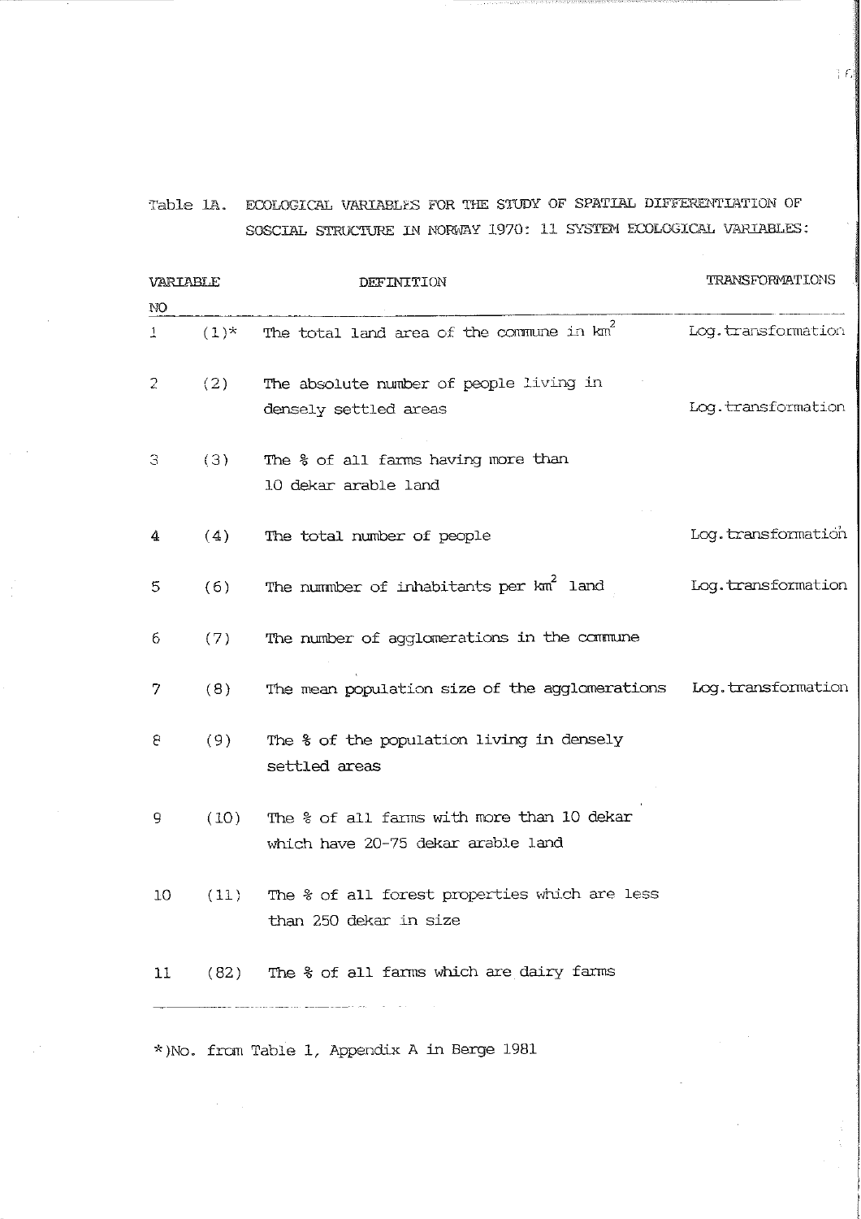Table 1A. ECOLOGICAL VARIABLES FOR THE STUDY OF SPATIAL DIFFERENTIATION OF SOSCIAL STRUCTURE IN NORWAY 1970: 11 SYSTEM ECOLOGICAL VARIABLES:

| VARIABLE NO | | DEFINITION | TRANSFORMATIONS |
|---|---|---|---|
| 1 | (1)* | The total land area of the commune in $km^2$ | Log.transformation |
| 2 | (2) | The absolute number of people living in densely settled areas | Log.transformation |
| 3 | (3) | The % of all farms having more than 10 dekar arable land | |
| 4 | (4) | The total number of people | Log.transformation |
| 5 | (6) | The nummber of inhabitants per $km^2$ land | Log.transformation |
| 6 | (7) | The number of agglomerations in the commune | |
| 7 | (8) | The mean population size of the agglomerations | Log.transformation |
| 8 | (9) | The % of the population living in densely settled areas | |
| 9 | (10) | The % of all farms with more than 10 dekar which have 20-75 dekar arable land | |
| 10 | (11) | The % of all forest properties which are less than 250 dekar in size | |
| 11 | (82) | The % of all farms which are dairy farms | |

*)No. from Table 1, Appendix A in Berge 1981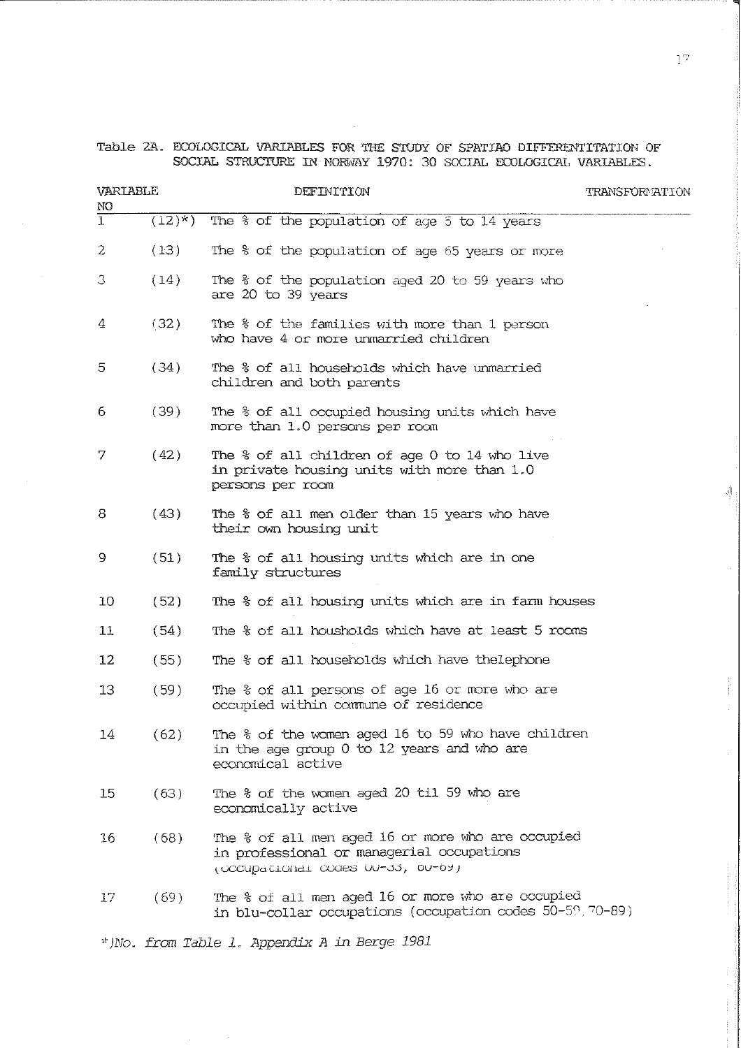Table 2A. ECOLOGICAL VARIABLES FOR THE STUDY OF SPATIAO DIFFERENTITATION OF SOCIAL STRUCTURE IN NORWAY 1970: 30 SOCIAL ECOLOGICAL VARIABLES.

| VARIABLE NO | | DEFINITION | TRANSFORMATION |
|---|---|---|---|
| 1 | (12)*) | The % of the population of age 5 to 14 years | |
| 2 | (13) | The % of the population of age 65 years or more | |
| 3 | (14) | The % of the population aged 20 to 59 years who are 20 to 39 years | |
| 4 | (32) | The % of the families with more than 1 person who have 4 or more unmarried children | |
| 5 | (34) | The % of all households which have unmarried children and both parents | |
| 6 | (39) | The % of all occupied housing units which have more than 1.0 persons per room | |
| 7 | (42) | The % of all children of age 0 to 14 who live in private housing units with more than 1.0 persons per room | |
| 8 | (43) | The % of all men older than 15 years who have their own housing unit | |
| 9 | (51) | The % of all housing units which are in one family structures | |
| 10 | (52) | The % of all housing units which are in farm houses | |
| 11 | (54) | The % of all housholds which have at least 5 rooms | |
| 12 | (55) | The % of all households which have thelephone | |
| 13 | (59) | The % of all persons of age 16 or more who are occupied within commune of residence | |
| 14 | (62) | The % of the women aged 16 to 59 who have children in the age group 0 to 12 years and who are economical active | |
| 15 | (63) | The % of the women aged 20 til 59 who are economically active | |
| 16 | (68) | The % of all men aged 16 or more who are occupied in professional or managerial occupations (occupational codes 00-33, 60-69) | |
| 17 | (69) | The % of all men aged 16 or more who are occupied in blu-collar occupations (occupation codes 50-59, 70-89) | |

*)No. from Table 1. Appendix A in Berge 1981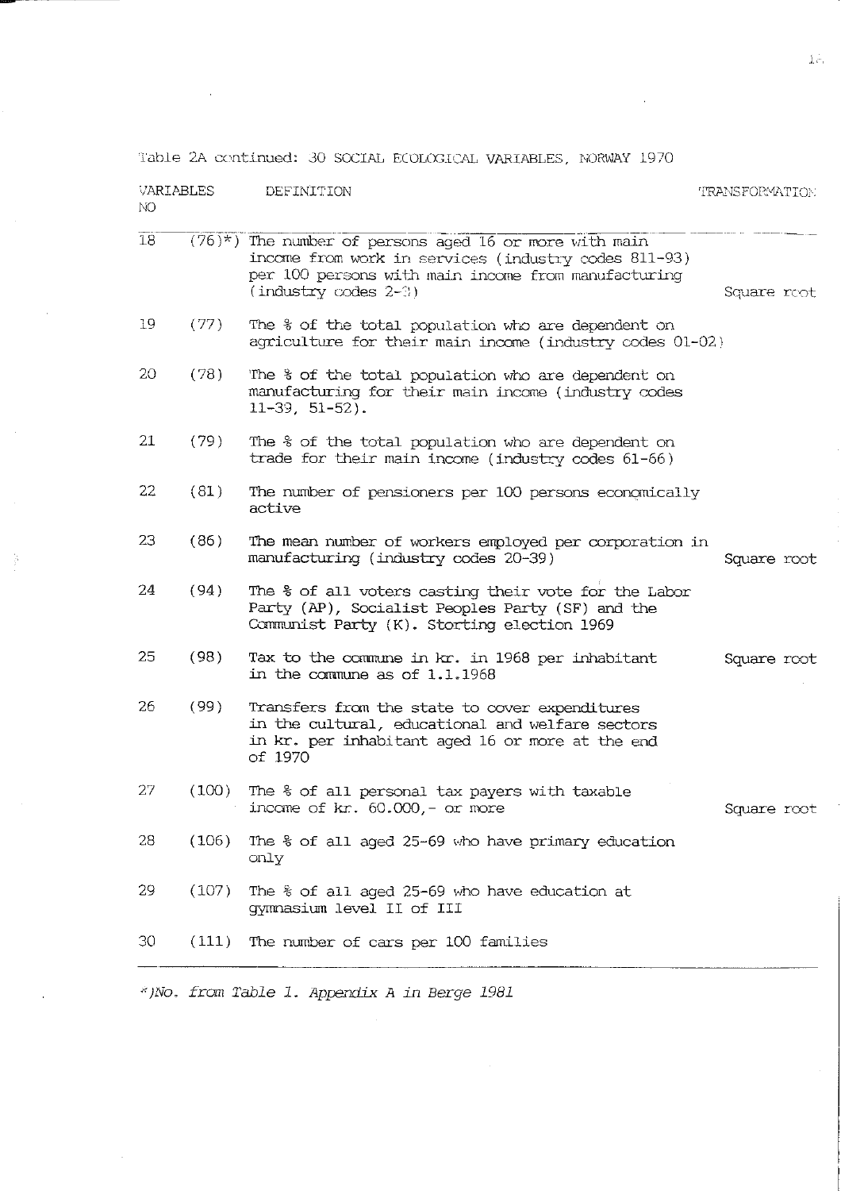Table 2A continued: 30 SOCIAL ECOLOGICAL VARIABLES, NORWAY 1970

| VARIABLES NO | | DEFINITION | TRANSFORMATION |
|---|---|---|---|
| 18 | (76)*) | The number of persons aged 16 or more with main income from work in services (industry codes 811-93) per 100 persons with main income from manufacturing (industry codes 2-3) | Square root |
| 19 | (77) | The % of the total population who are dependent on agriculture for their main income (industry codes 01-02) | |
| 20 | (78) | The % of the total population who are dependent on manufacturing for their main income (industry codes 11-39, 51-52). | |
| 21 | (79) | The % of the total population who are dependent on trade for their main income (industry codes 61-66) | |
| 22 | (81) | The number of pensioners per 100 persons economically active | |
| 23 | (86) | The mean number of workers employed per corporation in manufacturing (industry codes 20-39) | Square root |
| 24 | (94) | The % of all voters casting their vote for the Labor Party (AP), Socialist Peoples Party (SF) and the Communist Party (K). Storting election 1969 | |
| 25 | (98) | Tax to the commune in kr. in 1968 per inhabitant in the commune as of 1.1.1968 | Square root |
| 26 | (99) | Transfers from the state to cover expenditures in the cultural, educational and welfare sectors in kr. per inhabitant aged 16 or more at the end of 1970 | |
| 27 | (100) | The % of all personal tax payers with taxable income of kr. 60.000,- or more | Square root |
| 28 | (106) | The % of all aged 25-69 who have primary education only | |
| 29 | (107) | The % of all aged 25-69 who have education at gymnasium level II of III | |
| 30 | (111) | The number of cars per 100 families | |

*) *No. from Table 1. Appendix A in Berge 1981*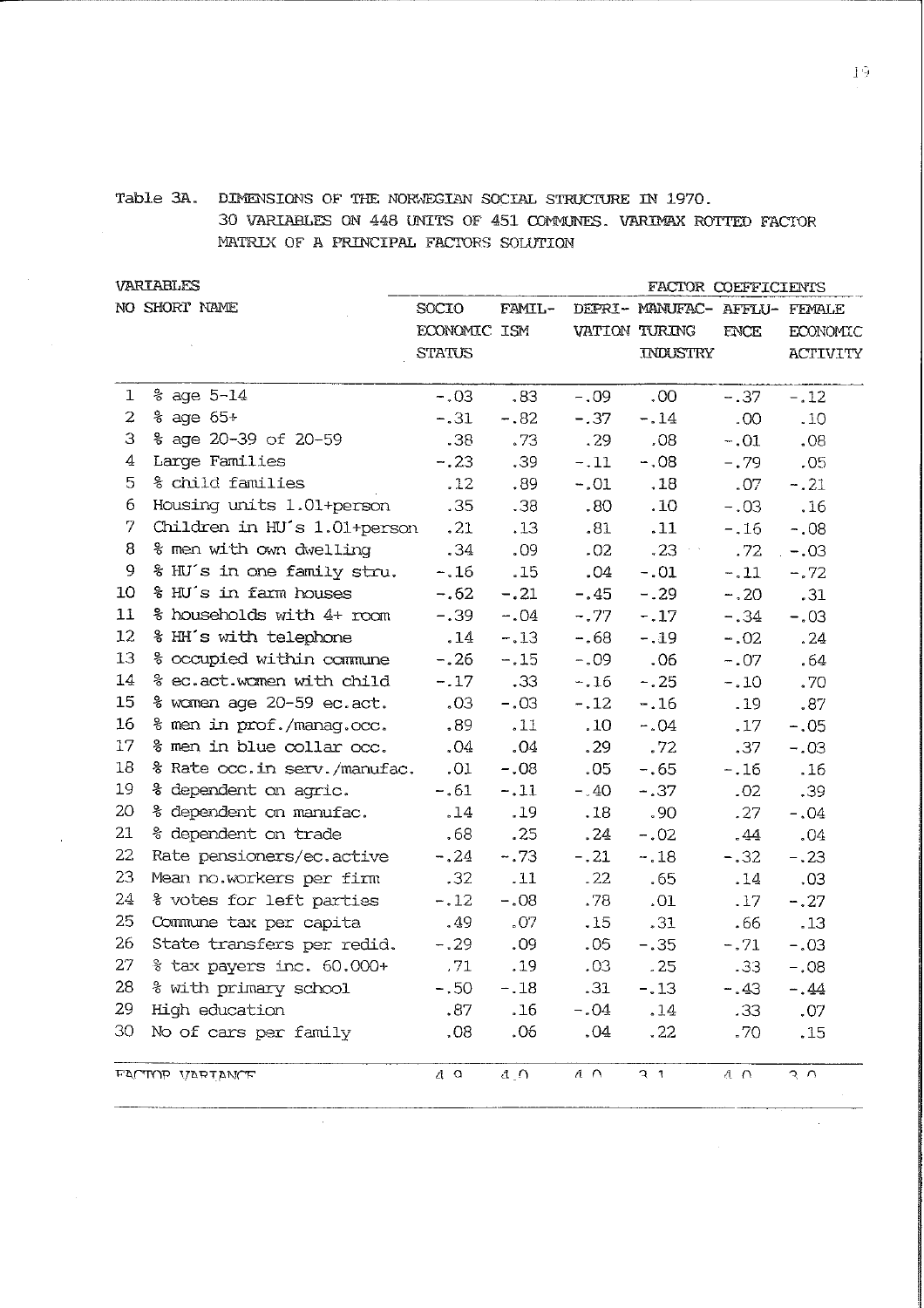Table 3A. DIMENSIONS OF THE NORWEGIAN SOCIAL STRUCTURE IN 1970. 30 VARIABLES ON 448 UNITS OF 451 COMMUNES. VARIMAX ROTTED FACTOR MATRIX OF A PRINCIPAL FACTORS SOLUTION

| VARIABLES | | FACTOR COEFFICIENTS | | | | | |
|---|---|---|---|---|---|---|---|
| NO | SHORT NAME | SOCIO ECONOMIC STATUS | FAMIL-ISM | DEPRI-VATION | MANUFAC-TURING INDUSTRY | AFFLU-ENCE | FEMALE ECONOMIC ACTIVITY |
| 1 | % age 5-14 | -.03 | .83 | -.09 | .00 | -.37 | -.12 |
| 2 | % age 65+ | -.31 | -.82 | -.37 | -.14 | .00 | .10 |
| 3 | % age 20-39 of 20-59 | .38 | .73 | .29 | .08 | -.01 | .08 |
| 4 | Large Families | -.23 | .39 | -.11 | -.08 | -.79 | .05 |
| 5 | % child families | .12 | .89 | -.01 | .18 | .07 | -.21 |
| 6 | Housing units 1.01+person | .35 | .38 | .80 | .10 | -.03 | .16 |
| 7 | Children in HU's 1.01+person | .21 | .13 | .81 | .11 | -.16 | -.08 |
| 8 | % men with own dwelling | .34 | .09 | .02 | .23 | .72 | -.03 |
| 9 | % HU's in one family stru. | -.16 | .15 | .04 | -.01 | -.11 | -.72 |
| 10 | % HU's in farm houses | -.62 | -.21 | -.45 | -.29 | -.20 | .31 |
| 11 | % households with 4+ room | -.39 | -.04 | -.77 | -.17 | -.34 | -.03 |
| 12 | % HH's with telephone | .14 | -.13 | -.68 | -.19 | -.02 | .24 |
| 13 | % occupied within commune | -.26 | -.15 | -.09 | .06 | -.07 | .64 |
| 14 | % ec.act.women with child | -.17 | .33 | -.16 | -.25 | -.10 | .70 |
| 15 | % women age 20-59 ec.act. | .03 | -.03 | -.12 | -.16 | .19 | .87 |
| 16 | % men in prof./manag.occ. | .89 | .11 | .10 | -.04 | .17 | -.05 |
| 17 | % men in blue collar occ. | .04 | .04 | .29 | .72 | .37 | -.03 |
| 18 | % Rate occ.in serv./manufac. | .01 | -.08 | .05 | -.65 | -.16 | .16 |
| 19 | % dependent on agric. | -.61 | -.11 | -.40 | -.37 | .02 | .39 |
| 20 | % dependent on manufac. | .14 | .19 | .18 | .90 | .27 | -.04 |
| 21 | % dependent on trade | .68 | .25 | .24 | -.02 | .44 | .04 |
| 22 | Rate pensioners/ec.active | -.24 | -.73 | -.21 | -.18 | -.32 | -.23 |
| 23 | Mean no.workers per firm | .32 | .11 | .22 | .65 | .14 | .03 |
| 24 | % votes for left parties | -.12 | -.08 | .78 | .01 | .17 | -.27 |
| 25 | Commune tax per capita | .49 | .07 | .15 | .31 | .66 | .13 |
| 26 | State transfers per redid. | -.29 | .09 | .05 | -.35 | -.71 | -.03 |
| 27 | % tax payers inc. 60.000+ | .71 | .19 | .03 | .25 | .33 | -.08 |
| 28 | % with primary school | -.50 | -.18 | .31 | -.13 | -.43 | -.44 |
| 29 | High education | .87 | .16 | -.04 | .14 | .33 | .07 |
| 30 | No of cars per family | .08 | .06 | .04 | .22 | .70 | .15 |
| | FACTOR VARIANCE | 4.9 | 4.0 | 4.0 | 3.1 | 4.0 | 3.0 |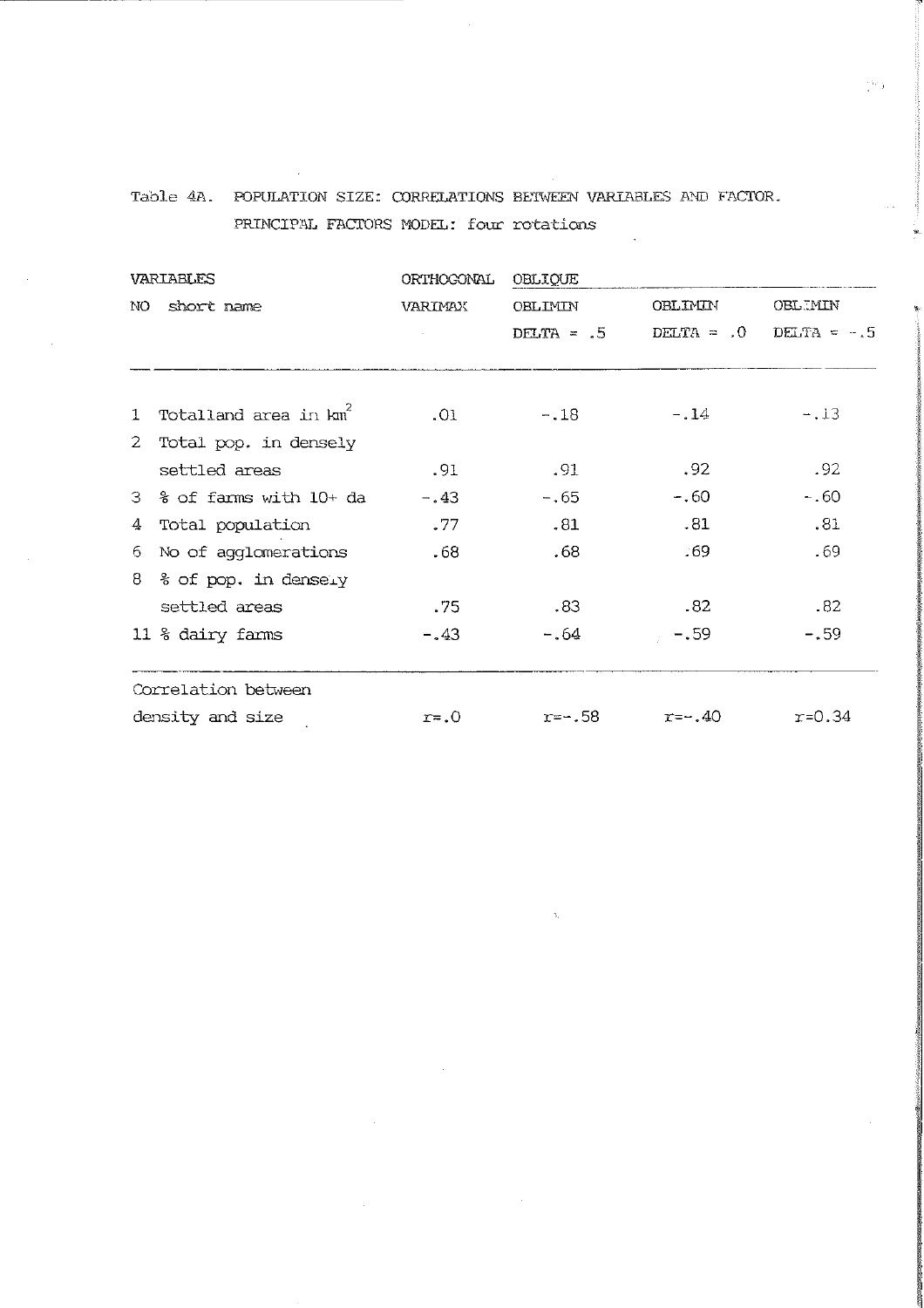Table 4A. POPULATION SIZE: CORRELATIONS BETWEEN VARIABLES AND FACTOR.
PRINCIPAL FACTORS MODEL: four rotations

| VARIABLES | | ORTHOGONAL | OBLIQUE | | |
|---|---|---|---|---|---|
| NO | short name | VARIMAX | OBLIMIN DELTA = .5 | OBLIMIN DELTA = .0 | OBLIMIN DELTA = -.5 |
| 1 | Totalland area in $km^2$ | .01 | -.18 | -.14 | -.13 |
| 2 | Total pop. in densely settled areas | .91 | .91 | .92 | .92 |
| 3 | % of farms with 10+ da | -.43 | -.65 | -.60 | -.60 |
| 4 | Total population | .77 | .81 | .81 | .81 |
| 6 | No of agglomerations | .68 | .68 | .69 | .69 |
| 8 | % of pop. in densely settled areas | .75 | .83 | .82 | .82 |
| 11 | % dairy farms | -.43 | -.64 | -.59 | -.59 |
| | Correlation between density and size | r=.0 | r=-.58 | r=-.40 | r=0.34 |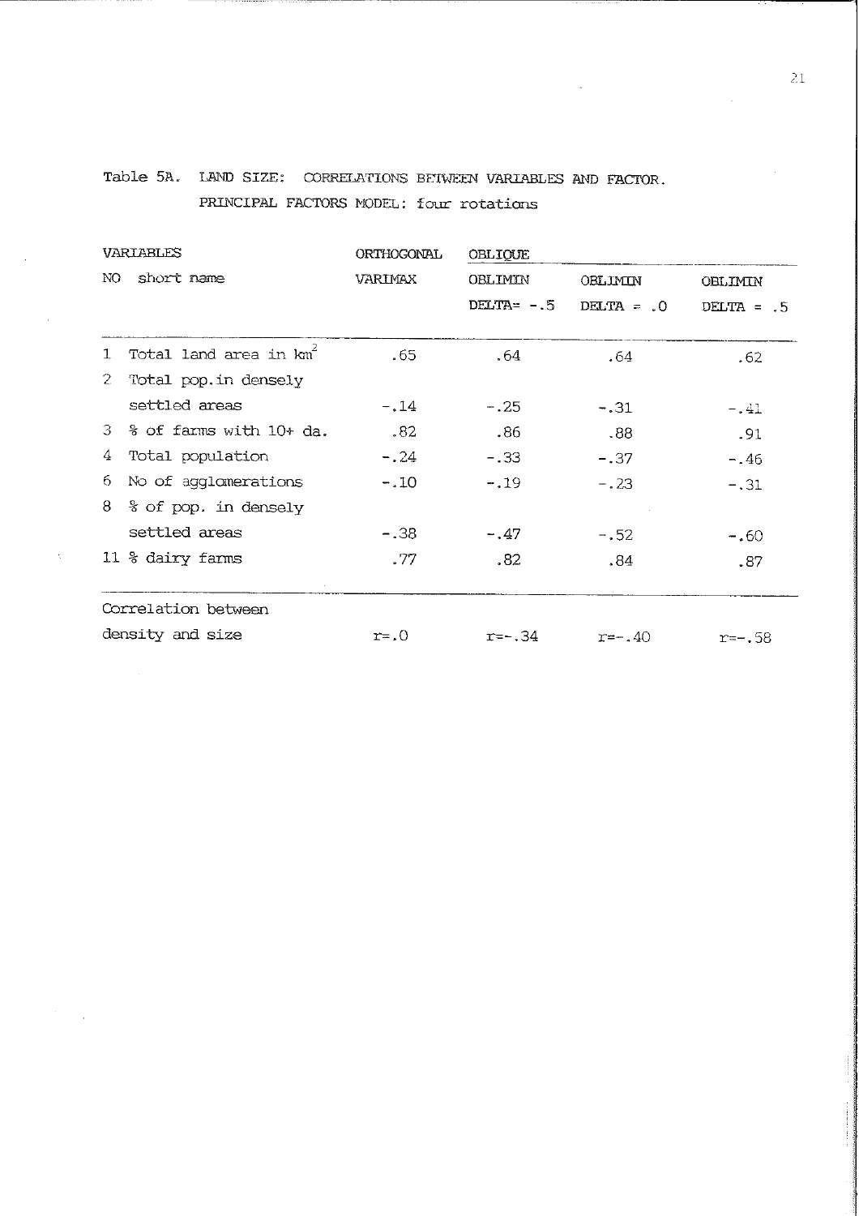Table 5A. LAND SIZE: CORRELATIONS BETWEEN VARIABLES AND FACTOR.
PRINCIPAL FACTORS MODEL: four rotations

| VARIABLES | | ORTHOGONAL | OBLIQUE | | |
|---|---|---|---|---|---|
| NO | short name | VARIMAX | OBLIMIN DELTA= -.5 | OBLIMIN DELTA = .0 | OBLIMIN DELTA = .5 |
| 1 | Total land area in $km^2$ | .65 | .64 | .64 | .62 |
| 2 | Total pop. in densely settled areas | -.14 | -.25 | -.31 | -.41 |
| 3 | % of farms with 10+ da. | .82 | .86 | .88 | .91 |
| 4 | Total population | -.24 | -.33 | -.37 | -.46 |
| 6 | No of agglomerations | -.10 | -.19 | -.23 | -.31 |
| 8 | % of pop. in densely settled areas | -.38 | -.47 | -.52 | -.60 |
| 11 | % dairy farms | .77 | .82 | .84 | .87 |
| Correlation between density and size | | r=.0 | r=-.34 | r=-.40 | r=-.58 |